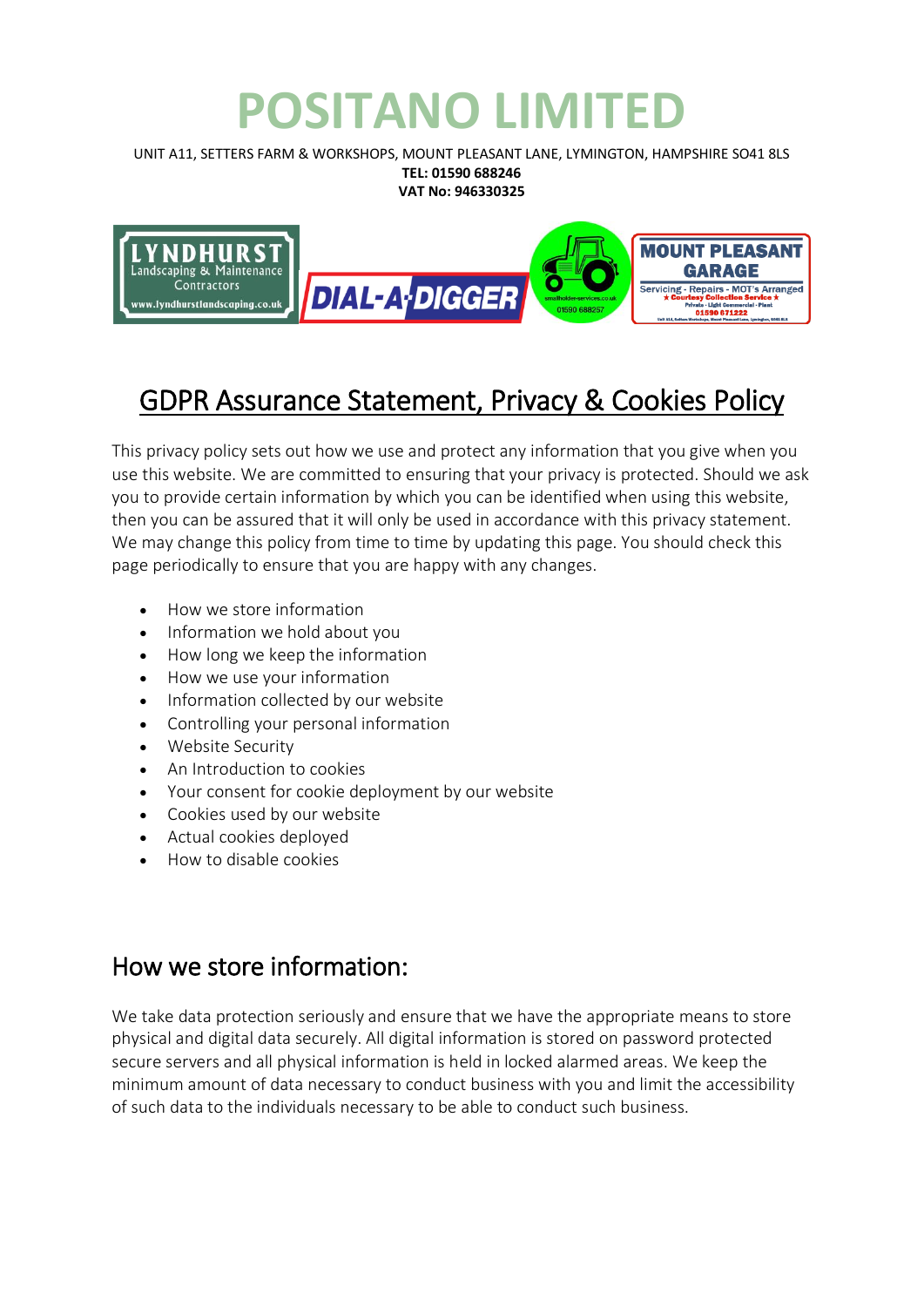# POSITANO LIMITED

UNIT A11, SETTERS FARM & WORKSHOPS, MOUNT PLEASANT LANE, LYMINGTON, HAMPSHIRE SO41 8LS

**TEL: 01590 688246**

**VAT No: 946330325**

## GDPR Assurance Statement, Privacy & Cookies Policy

This privacy policy sets out how we use and protect any information that you give when you use this website. We are committed to ensuring that your privacy is protected. Should we ask you to provide certain information by which you can be identified when using this website, then you can be assured that it will only be used in accordance with this privacy statement. We may change this policy from time to time by updating this page. You should check this page periodically to ensure that you are happy with any changes.

- How we store information
- Information we hold about you
- How long we keep the information
- How we use your information
- Information collected by our website
- Controlling your personal information
- Website Security
- An Introduction to cookies
- Your consent for cookie deployment by our website
- Cookies used by our website
- Actual cookies deployed
- How to disable cookies

## How we store information:

We take data protection seriously and ensure that we have the appropriate means to store physical and digital data securely. All digital information is stored on password protected secure servers and all physical information is held in locked alarmed areas. We keep the minimum amount of data necessary to conduct business with you and limit the accessibility of such data to the individuals necessary to be able to conduct such business.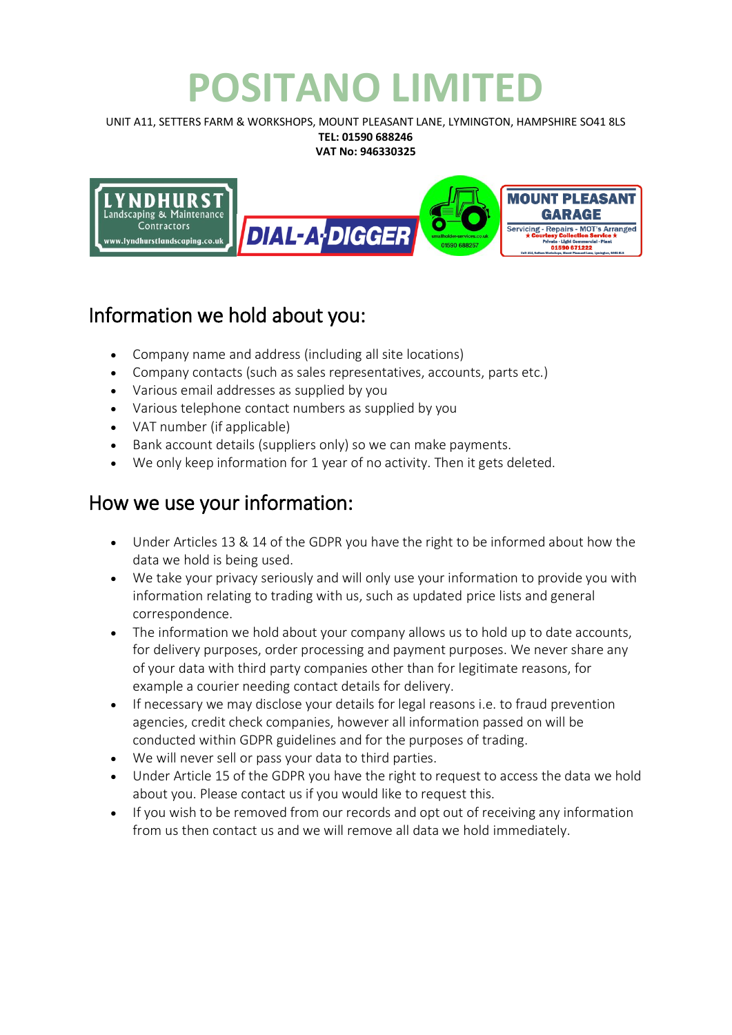# POSITANO LIMITED

UNIT A11, SETTERS FARM & WORKSHOPS, MOUNT PLEASANT LANE, LYMINGTON, HAMPSHIRE SO41 8LS

**TEL: 01590 688246**

**VAT No: 946330325**

## Information we hold about you:

- Company name and address (including all site locations)
- Company contacts (such as sales representatives, accounts, parts etc.)
- Various email addresses as supplied by you
- Various telephone contact numbers as supplied by you
- VAT number (if applicable)
- Bank account details (suppliers only) so we can make payments.
- We only keep information for 1 year of no activity. Then it gets deleted.

## How we use your information:

- Under Articles 13 & 14 of the GDPR you have the right to be informed about how the data we hold is being used.
- We take your privacy seriously and will only use your information to provide you with information relating to trading with us, such as updated price lists and general correspondence.
- The information we hold about your company allows us to hold up to date accounts, for delivery purposes, order processing and payment purposes. We never share any of your data with third party companies other than for legitimate reasons, for example a courier needing contact details for delivery.
- If necessary we may disclose your details for legal reasons i.e. to fraud prevention agencies, credit check companies, however all information passed on will be conducted within GDPR guidelines and for the purposes of trading.
- We will never sell or pass your data to third parties.
- Under Article 15 of the GDPR you have the right to request to access the data we hold about you. Please contact us if you would like to request this.
- If you wish to be removed from our records and opt out of receiving any information from us then contact us and we will remove all data we hold immediately.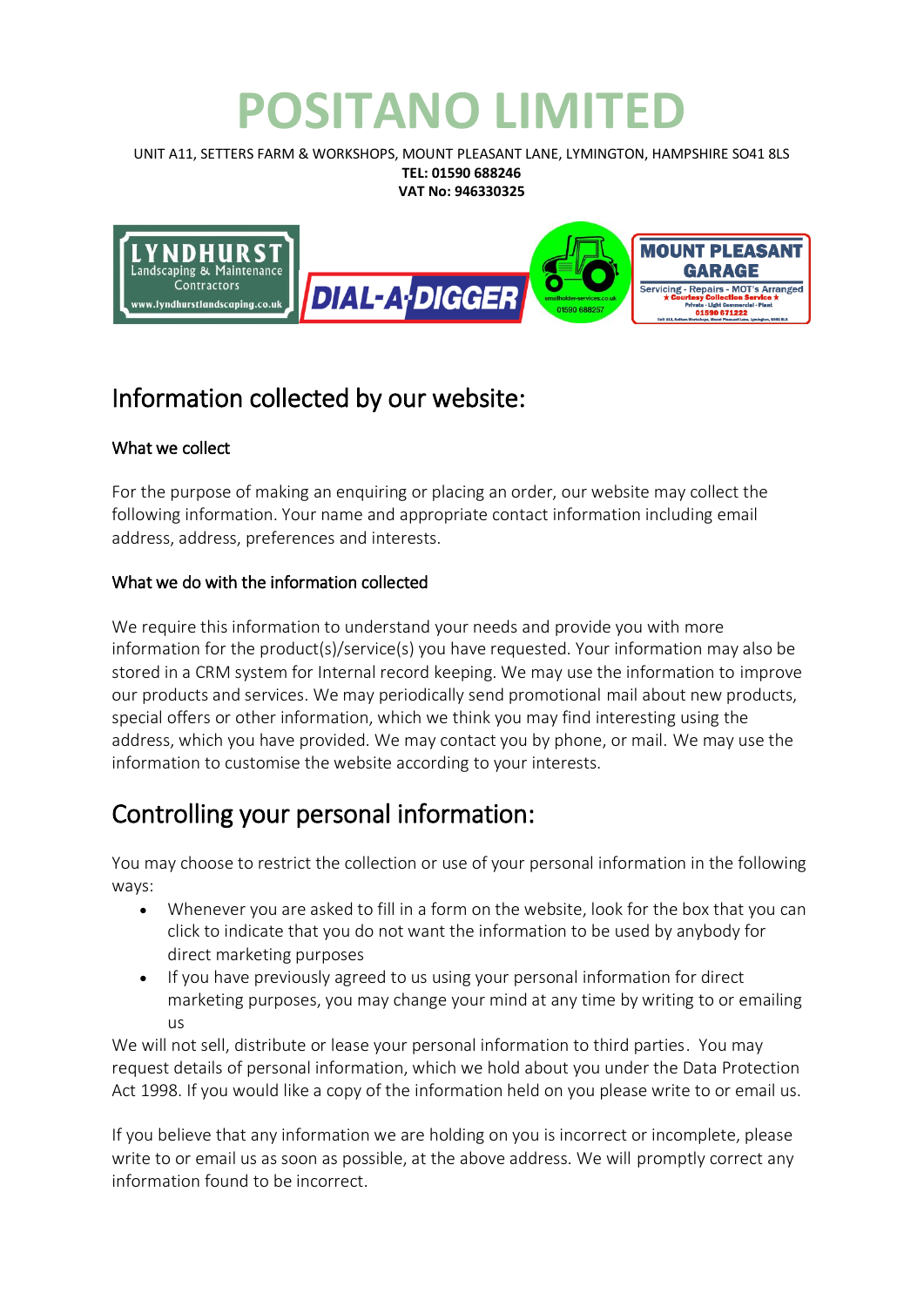# POSITANO LIMITED

UNIT A11, SETTERS FARM & WORKSHOPS, MOUNT PLEASANT LANE, LYMINGTON, HAMPSHIRE SO41 8LS
**TEL: 01590 688246**
**VAT No: 946330325**

## Information collected by our website:

### What we collect

For the purpose of making an enquiring or placing an order, our website may collect the following information. Your name and appropriate contact information including email address, address, preferences and interests.

### What we do with the information collected

We require this information to understand your needs and provide you with more information for the product(s)/service(s) you have requested. Your information may also be stored in a CRM system for Internal record keeping. We may use the information to improve our products and services. We may periodically send promotional mail about new products, special offers or other information, which we think you may find interesting using the address, which you have provided. We may contact you by phone, or mail. We may use the information to customise the website according to your interests.

## Controlling your personal information:

You may choose to restrict the collection or use of your personal information in the following ways:

- Whenever you are asked to fill in a form on the website, look for the box that you can click to indicate that you do not want the information to be used by anybody for direct marketing purposes
- If you have previously agreed to us using your personal information for direct marketing purposes, you may change your mind at any time by writing to or emailing us

We will not sell, distribute or lease your personal information to third parties. You may request details of personal information, which we hold about you under the Data Protection Act 1998. If you would like a copy of the information held on you please write to or email us.

If you believe that any information we are holding on you is incorrect or incomplete, please write to or email us as soon as possible, at the above address. We will promptly correct any information found to be incorrect.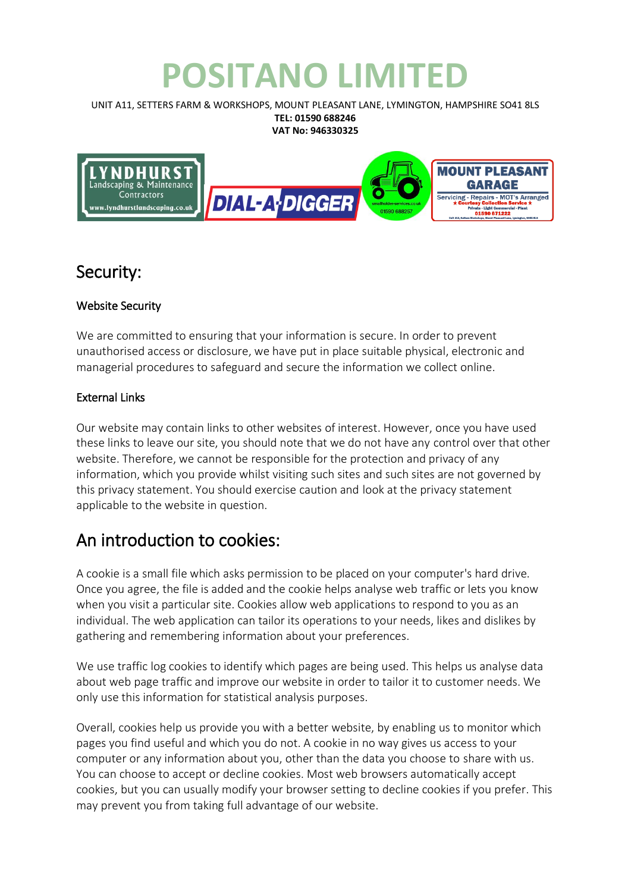# POSITANO LIMITED

UNIT A11, SETTERS FARM & WORKSHOPS, MOUNT PLEASANT LANE, LYMINGTON, HAMPSHIRE SO41 8LS
**TEL: 01590 688246**
**VAT No: 946330325**

## Security:

### Website Security

We are committed to ensuring that your information is secure. In order to prevent unauthorised access or disclosure, we have put in place suitable physical, electronic and managerial procedures to safeguard and secure the information we collect online.

### External Links

Our website may contain links to other websites of interest. However, once you have used these links to leave our site, you should note that we do not have any control over that other website. Therefore, we cannot be responsible for the protection and privacy of any information, which you provide whilst visiting such sites and such sites are not governed by this privacy statement. You should exercise caution and look at the privacy statement applicable to the website in question.

## An introduction to cookies:

A cookie is a small file which asks permission to be placed on your computer's hard drive. Once you agree, the file is added and the cookie helps analyse web traffic or lets you know when you visit a particular site. Cookies allow web applications to respond to you as an individual. The web application can tailor its operations to your needs, likes and dislikes by gathering and remembering information about your preferences.

We use traffic log cookies to identify which pages are being used. This helps us analyse data about web page traffic and improve our website in order to tailor it to customer needs. We only use this information for statistical analysis purposes.

Overall, cookies help us provide you with a better website, by enabling us to monitor which pages you find useful and which you do not. A cookie in no way gives us access to your computer or any information about you, other than the data you choose to share with us. You can choose to accept or decline cookies. Most web browsers automatically accept cookies, but you can usually modify your browser setting to decline cookies if you prefer. This may prevent you from taking full advantage of our website.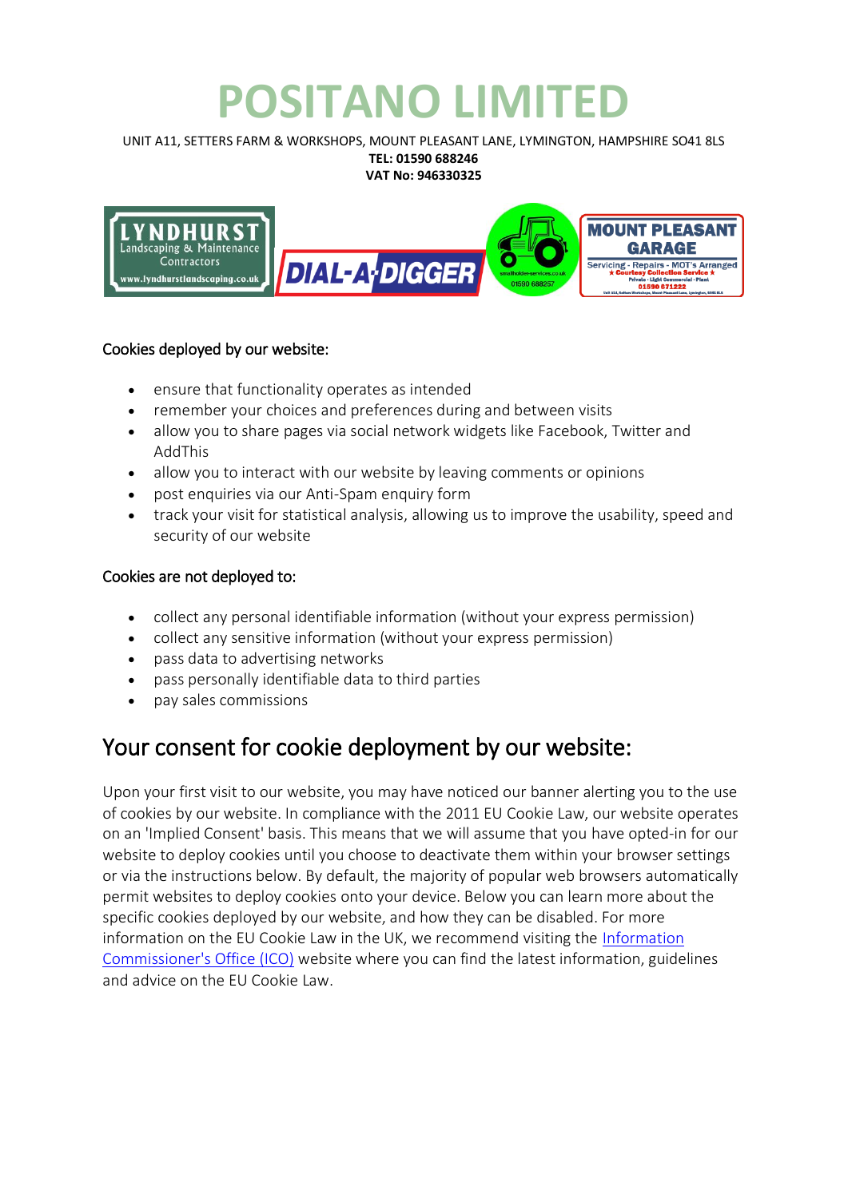# POSITANO LIMITED

UNIT A11, SETTERS FARM & WORKSHOPS, MOUNT PLEASANT LANE, LYMINGTON, HAMPSHIRE SO41 8LS
**TEL: 01590 688246**
**VAT No: 946330325**

Cookies deployed by our website:

- ensure that functionality operates as intended
- remember your choices and preferences during and between visits
- allow you to share pages via social network widgets like Facebook, Twitter and AddThis
- allow you to interact with our website by leaving comments or opinions
- post enquiries via our Anti-Spam enquiry form
- track your visit for statistical analysis, allowing us to improve the usability, speed and security of our website

Cookies are not deployed to:

- collect any personal identifiable information (without your express permission)
- collect any sensitive information (without your express permission)
- pass data to advertising networks
- pass personally identifiable data to third parties
- pay sales commissions

## Your consent for cookie deployment by our website:

Upon your first visit to our website, you may have noticed our banner alerting you to the use of cookies by our website. In compliance with the 2011 EU Cookie Law, our website operates on an 'Implied Consent' basis. This means that we will assume that you have opted-in for our website to deploy cookies until you choose to deactivate them within your browser settings or via the instructions below. By default, the majority of popular web browsers automatically permit websites to deploy cookies onto your device. Below you can learn more about the specific cookies deployed by our website, and how they can be disabled. For more information on the EU Cookie Law in the UK, we recommend visiting the Information Commissioner's Office (ICO) website where you can find the latest information, guidelines and advice on the EU Cookie Law.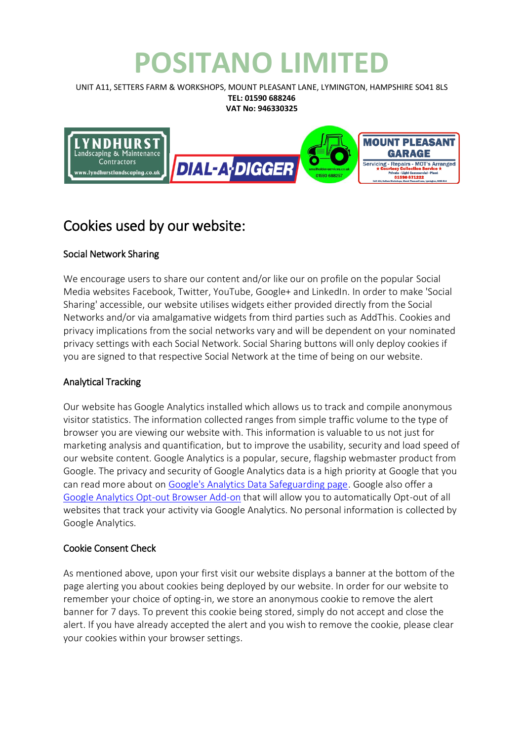# POSITANO LIMITED

UNIT A11, SETTERS FARM & WORKSHOPS, MOUNT PLEASANT LANE, LYMINGTON, HAMPSHIRE SO41 8LS
**TEL: 01590 688246**
**VAT No: 946330325**

## Cookies used by our website:

### Social Network Sharing

We encourage users to share our content and/or like our on profile on the popular Social Media websites Facebook, Twitter, YouTube, Google+ and LinkedIn. In order to make 'Social Sharing' accessible, our website utilises widgets either provided directly from the Social Networks and/or via amalgamative widgets from third parties such as AddThis. Cookies and privacy implications from the social networks vary and will be dependent on your nominated privacy settings with each Social Network. Social Sharing buttons will only deploy cookies if you are signed to that respective Social Network at the time of being on our website.

### Analytical Tracking

Our website has Google Analytics installed which allows us to track and compile anonymous visitor statistics. The information collected ranges from simple traffic volume to the type of browser you are viewing our website with. This information is valuable to us not just for marketing analysis and quantification, but to improve the usability, security and load speed of our website content. Google Analytics is a popular, secure, flagship webmaster product from Google. The privacy and security of Google Analytics data is a high priority at Google that you can read more about on Google's Analytics Data Safeguarding page. Google also offer a Google Analytics Opt-out Browser Add-on that will allow you to automatically Opt-out of all websites that track your activity via Google Analytics. No personal information is collected by Google Analytics.

### Cookie Consent Check

As mentioned above, upon your first visit our website displays a banner at the bottom of the page alerting you about cookies being deployed by our website. In order for our website to remember your choice of opting-in, we store an anonymous cookie to remove the alert banner for 7 days. To prevent this cookie being stored, simply do not accept and close the alert. If you have already accepted the alert and you wish to remove the cookie, please clear your cookies within your browser settings.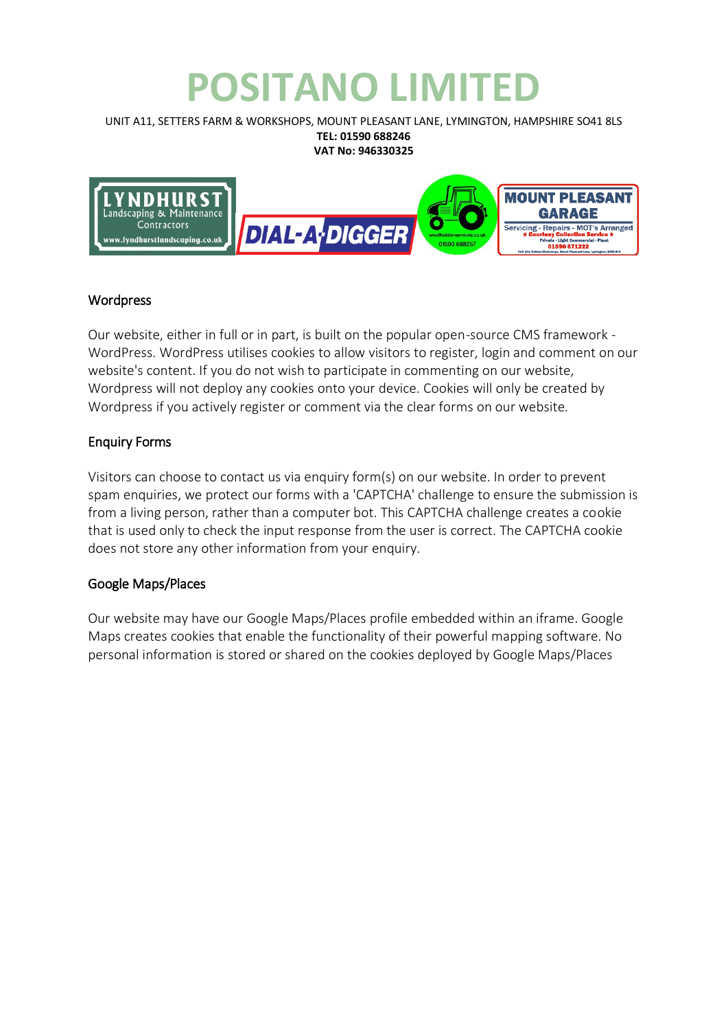# POSITANO LIMITED

UNIT A11, SETTERS FARM & WORKSHOPS, MOUNT PLEASANT LANE, LYMINGTON, HAMPSHIRE SO41 8LS
**TEL: 01590 688246**
**VAT No: 946330325**

## Wordpress

Our website, either in full or in part, is built on the popular open-source CMS framework - WordPress. WordPress utilises cookies to allow visitors to register, login and comment on our website's content. If you do not wish to participate in commenting on our website, Wordpress will not deploy any cookies onto your device. Cookies will only be created by Wordpress if you actively register or comment via the clear forms on our website.

## Enquiry Forms

Visitors can choose to contact us via enquiry form(s) on our website. In order to prevent spam enquiries, we protect our forms with a 'CAPTCHA' challenge to ensure the submission is from a living person, rather than a computer bot. This CAPTCHA challenge creates a cookie that is used only to check the input response from the user is correct. The CAPTCHA cookie does not store any other information from your enquiry.

## Google Maps/Places

Our website may have our Google Maps/Places profile embedded within an iframe. Google Maps creates cookies that enable the functionality of their powerful mapping software. No personal information is stored or shared on the cookies deployed by Google Maps/Places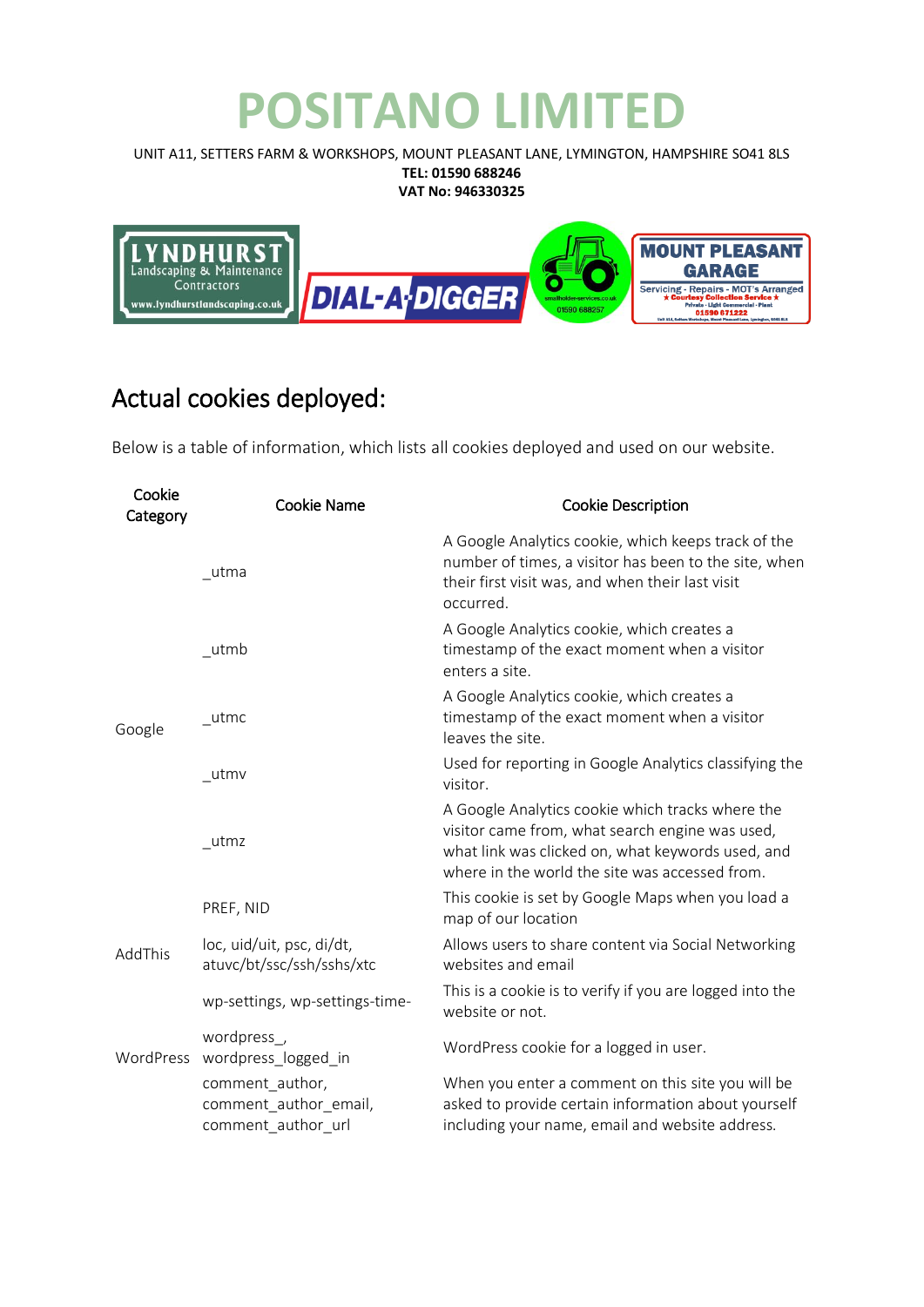# POSITANO LIMITED

UNIT A11, SETTERS FARM & WORKSHOPS, MOUNT PLEASANT LANE, LYMINGTON, HAMPSHIRE SO41 8LS
**TEL: 01590 688246**
**VAT No: 946330325**

## Actual cookies deployed:

Below is a table of information, which lists all cookies deployed and used on our website.

| Cookie Category | Cookie Name | Cookie Description |
|---|---|---|
| Google | _utma | A Google Analytics cookie, which keeps track of the number of times, a visitor has been to the site, when their first visit was, and when their last visit occurred. |
| | _utmb | A Google Analytics cookie, which creates a timestamp of the exact moment when a visitor enters a site. |
| | _utmc | A Google Analytics cookie, which creates a timestamp of the exact moment when a visitor leaves the site. |
| | _utmv | Used for reporting in Google Analytics classifying the visitor. |
| | _utmz | A Google Analytics cookie which tracks where the visitor came from, what search engine was used, what link was clicked on, what keywords used, and where in the world the site was accessed from. |
| | PREF, NID | This cookie is set by Google Maps when you load a map of our location |
| AddThis | loc, uid/uit, psc, di/dt, atuvc/bt/ssc/ssh/sshs/xtc | Allows users to share content via Social Networking websites and email |
| WordPress | wp-settings, wp-settings-time- | This is a cookie is to verify if you are logged into the website or not. |
| | wordpress_, wordpress_logged_in | WordPress cookie for a logged in user. |
| | comment_author, comment_author_email, comment_author_url | When you enter a comment on this site you will be asked to provide certain information about yourself including your name, email and website address. |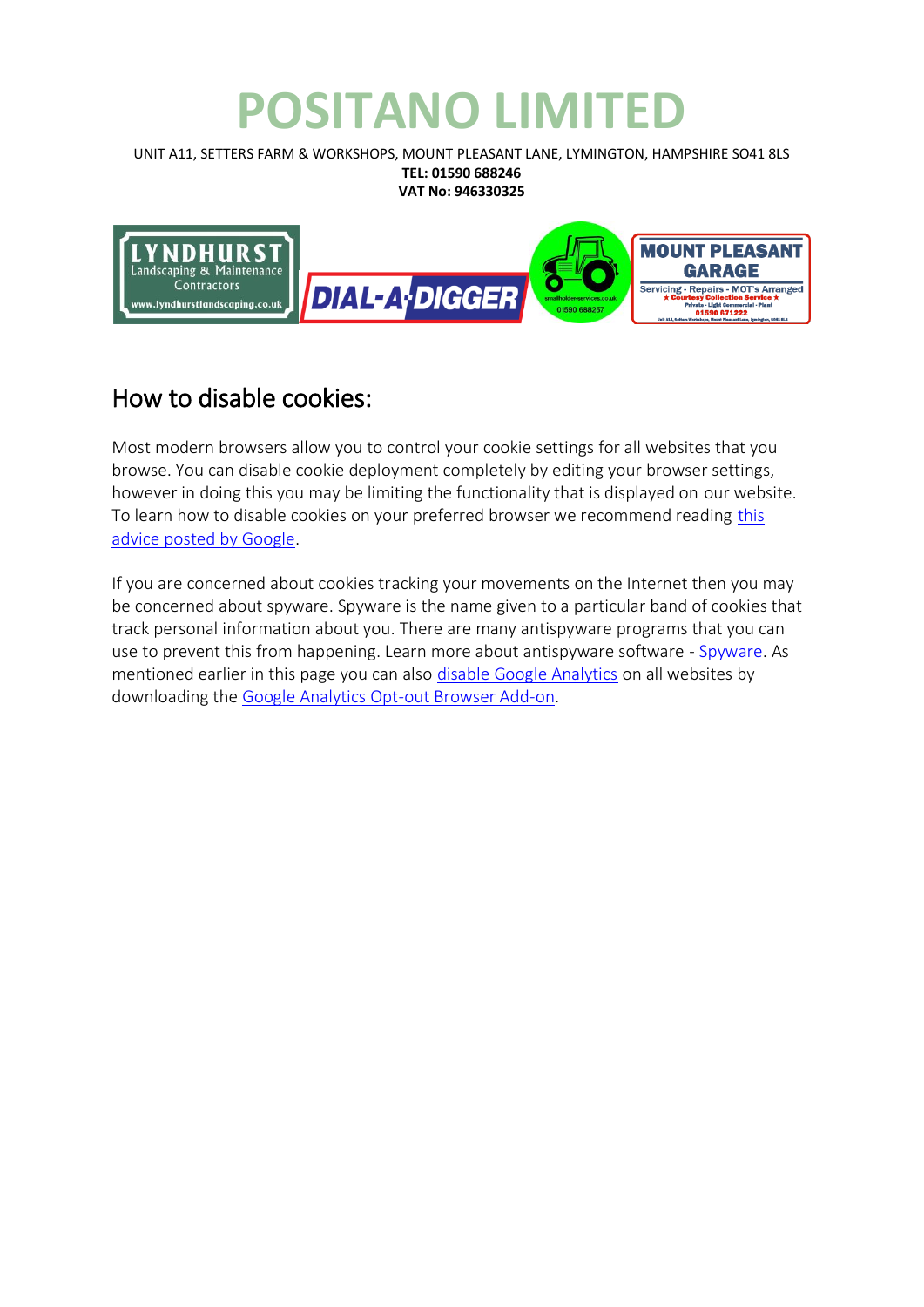# POSITANO LIMITED

UNIT A11, SETTERS FARM & WORKSHOPS, MOUNT PLEASANT LANE, LYMINGTON, HAMPSHIRE SO41 8LS
**TEL: 01590 688246**
**VAT No: 946330325**

## How to disable cookies:

Most modern browsers allow you to control your cookie settings for all websites that you browse. You can disable cookie deployment completely by editing your browser settings, however in doing this you may be limiting the functionality that is displayed on our website. To learn how to disable cookies on your preferred browser we recommend reading this advice posted by Google.

If you are concerned about cookies tracking your movements on the Internet then you may be concerned about spyware. Spyware is the name given to a particular band of cookies that track personal information about you. There are many antispyware programs that you can use to prevent this from happening. Learn more about antispyware software - Spyware. As mentioned earlier in this page you can also disable Google Analytics on all websites by downloading the Google Analytics Opt-out Browser Add-on.